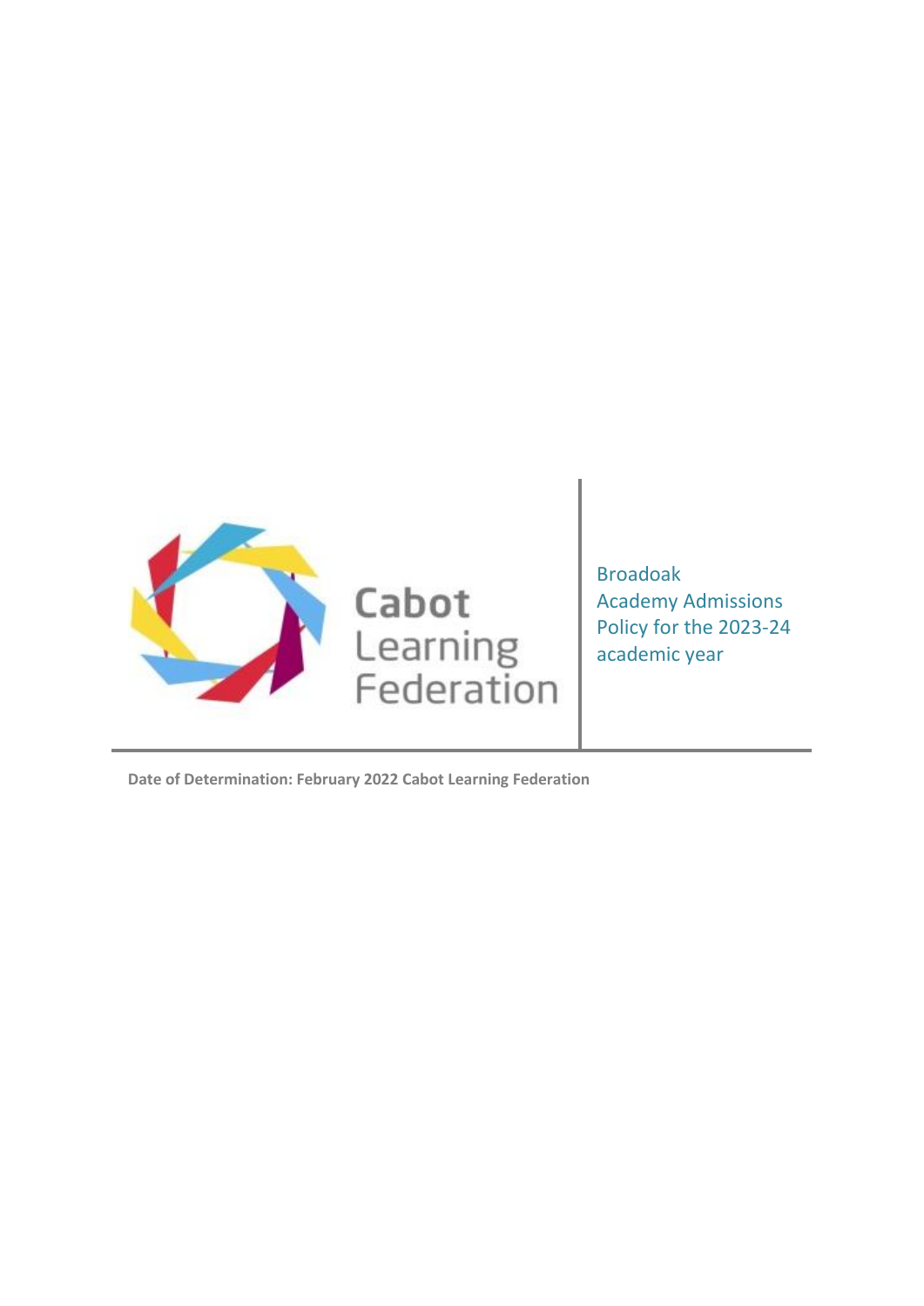Cabot Learning Federation

# Broadoak Academy Admissions Policy for the 2023-24 academic year

**Date of Determination: February 2022 Cabot Learning Federation**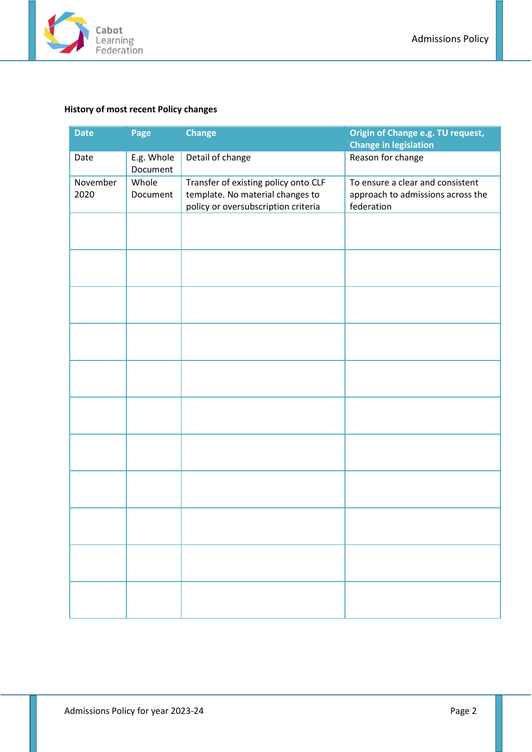**History of most recent Policy changes**

| Date | Page | Change | Origin of Change e.g. TU request, Change in legislation |
|---|---|---|---|
| Date | E.g. Whole Document | Detail of change | Reason for change |
| November 2020 | Whole Document | Transfer of existing policy onto CLF template. No material changes to policy or oversubscription criteria | To ensure a clear and consistent approach to admissions across the federation |
| | | | |
| | | | |
| | | | |
| | | | |
| | | | |
| | | | |
| | | | |
| | | | |
| | | | |
| | | | |
| | | | |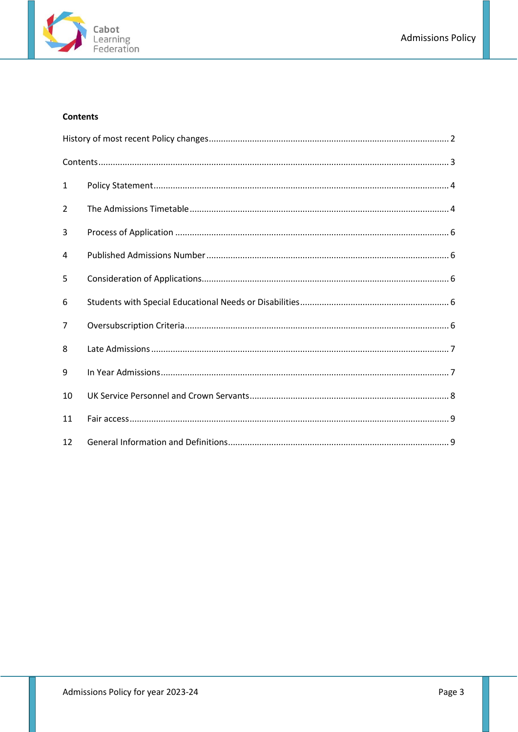**Contents**

History of most recent Policy changes .......... 2

Contents .......... 3

1 Policy Statement .......... 4

2 The Admissions Timetable .......... 4

3 Process of Application .......... 6

4 Published Admissions Number .......... 6

5 Consideration of Applications .......... 6

6 Students with Special Educational Needs or Disabilities .......... 6

7 Oversubscription Criteria .......... 6

8 Late Admissions .......... 7

9 In Year Admissions .......... 7

10 UK Service Personnel and Crown Servants .......... 8

11 Fair access .......... 9

12 General Information and Definitions .......... 9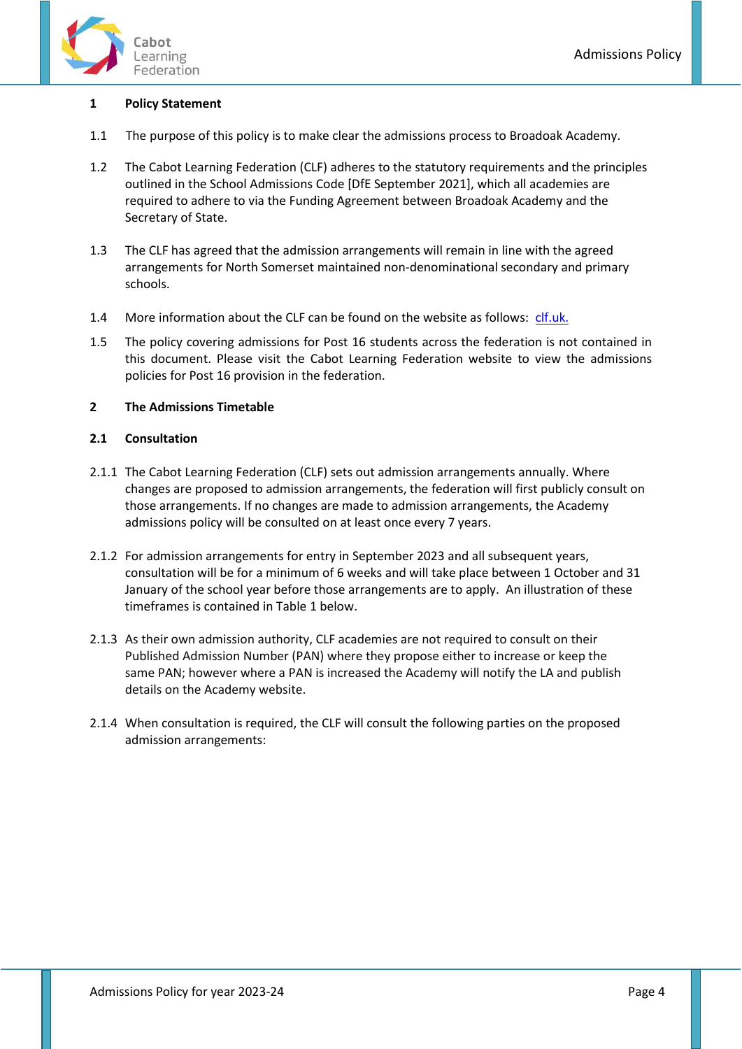## 1 Policy Statement

1.1 The purpose of this policy is to make clear the admissions process to Broadoak Academy.

1.2 The Cabot Learning Federation (CLF) adheres to the statutory requirements and the principles outlined in the School Admissions Code [DfE September 2021], which all academies are required to adhere to via the Funding Agreement between Broadoak Academy and the Secretary of State.

1.3 The CLF has agreed that the admission arrangements will remain in line with the agreed arrangements for North Somerset maintained non-denominational secondary and primary schools.

1.4 More information about the CLF can be found on the website as follows: [clf.uk.](clf.uk)

1.5 The policy covering admissions for Post 16 students across the federation is not contained in this document. Please visit the Cabot Learning Federation website to view the admissions policies for Post 16 provision in the federation.

## 2 The Admissions Timetable

### 2.1 Consultation

2.1.1 The Cabot Learning Federation (CLF) sets out admission arrangements annually. Where changes are proposed to admission arrangements, the federation will first publicly consult on those arrangements. If no changes are made to admission arrangements, the Academy admissions policy will be consulted on at least once every 7 years.

2.1.2 For admission arrangements for entry in September 2023 and all subsequent years, consultation will be for a minimum of 6 weeks and will take place between 1 October and 31 January of the school year before those arrangements are to apply. An illustration of these timeframes is contained in Table 1 below.

2.1.3 As their own admission authority, CLF academies are not required to consult on their Published Admission Number (PAN) where they propose either to increase or keep the same PAN; however where a PAN is increased the Academy will notify the LA and publish details on the Academy website.

2.1.4 When consultation is required, the CLF will consult the following parties on the proposed admission arrangements: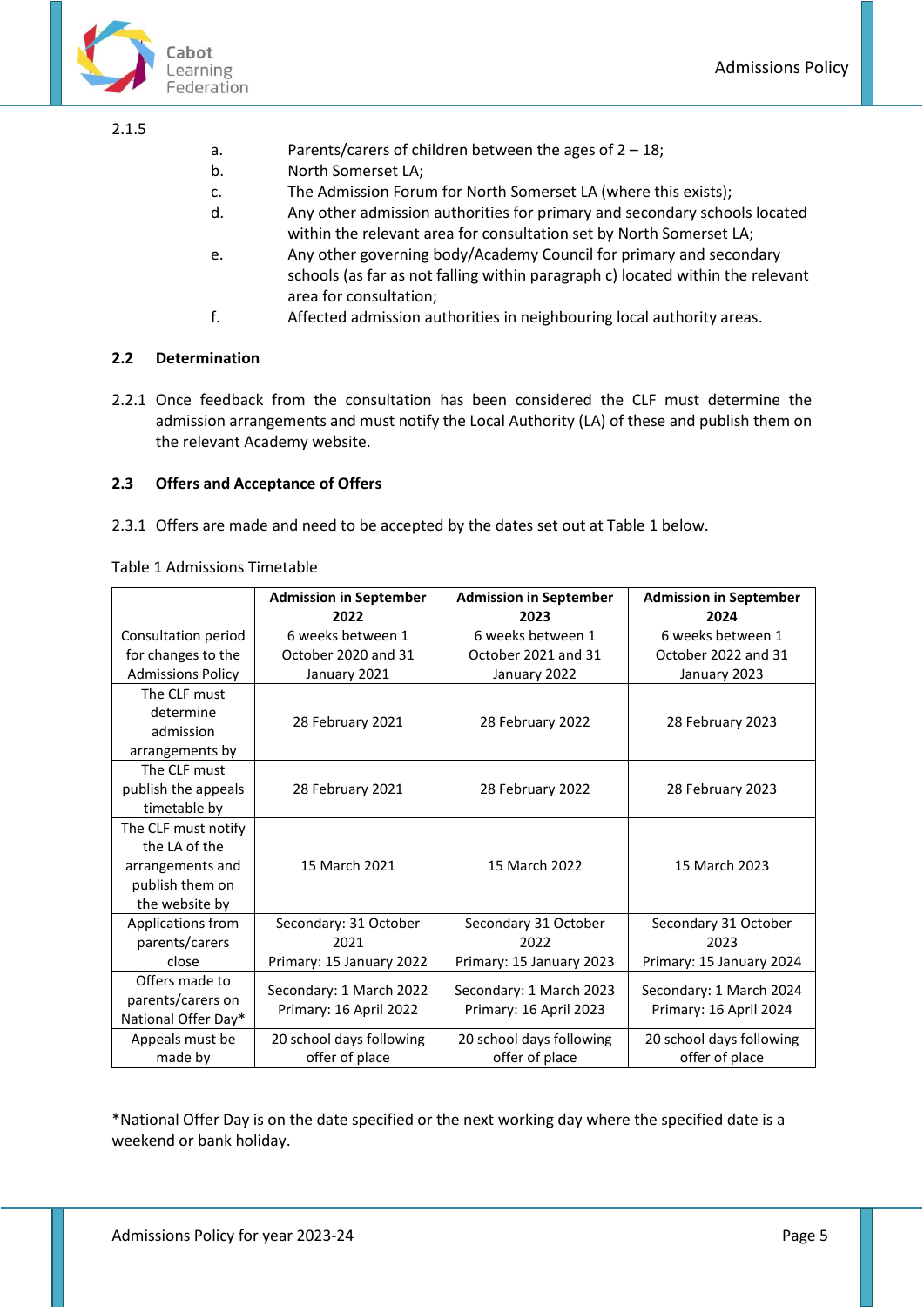2.1.5

a. Parents/carers of children between the ages of 2 – 18;

b. North Somerset LA;

c. The Admission Forum for North Somerset LA (where this exists);

d. Any other admission authorities for primary and secondary schools located within the relevant area for consultation set by North Somerset LA;

e. Any other governing body/Academy Council for primary and secondary schools (as far as not falling within paragraph c) located within the relevant area for consultation;

f. Affected admission authorities in neighbouring local authority areas.

### 2.2 Determination

2.2.1 Once feedback from the consultation has been considered the CLF must determine the admission arrangements and must notify the Local Authority (LA) of these and publish them on the relevant Academy website.

### 2.3 Offers and Acceptance of Offers

2.3.1 Offers are made and need to be accepted by the dates set out at Table 1 below.

Table 1 Admissions Timetable

| | Admission in September 2022 | Admission in September 2023 | Admission in September 2024 |
|---|---|---|---|
| Consultation period for changes to the Admissions Policy | 6 weeks between 1 October 2020 and 31 January 2021 | 6 weeks between 1 October 2021 and 31 January 2022 | 6 weeks between 1 October 2022 and 31 January 2023 |
| The CLF must determine admission arrangements by | 28 February 2021 | 28 February 2022 | 28 February 2023 |
| The CLF must publish the appeals timetable by | 28 February 2021 | 28 February 2022 | 28 February 2023 |
| The CLF must notify the LA of the arrangements and publish them on the website by | 15 March 2021 | 15 March 2022 | 15 March 2023 |
| Applications from parents/carers close | Secondary: 31 October 2021<br>Primary: 15 January 2022 | Secondary 31 October 2022<br>Primary: 15 January 2023 | Secondary 31 October 2023<br>Primary: 15 January 2024 |
| Offers made to parents/carers on National Offer Day* | Secondary: 1 March 2022<br>Primary: 16 April 2022 | Secondary: 1 March 2023<br>Primary: 16 April 2023 | Secondary: 1 March 2024<br>Primary: 16 April 2024 |
| Appeals must be made by | 20 school days following offer of place | 20 school days following offer of place | 20 school days following offer of place |

*National Offer Day is on the date specified or the next working day where the specified date is a weekend or bank holiday.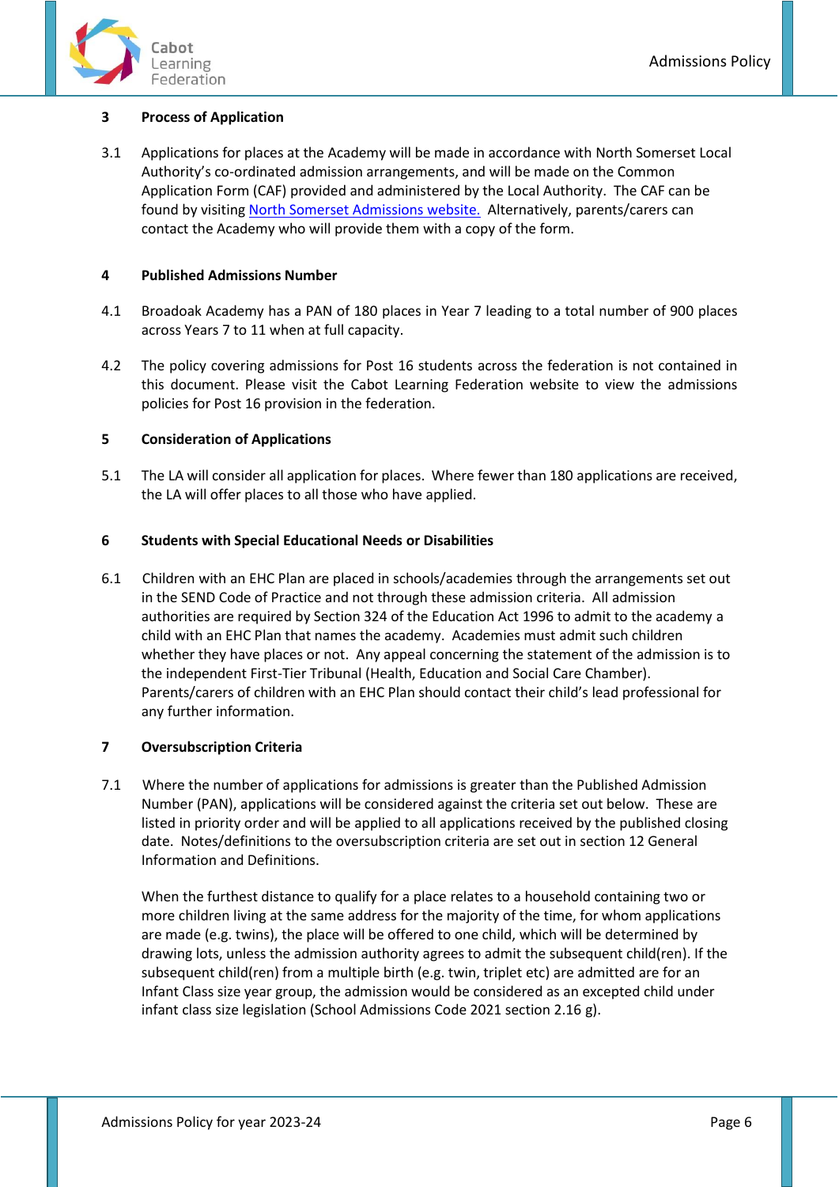## 3 Process of Application

3.1 Applications for places at the Academy will be made in accordance with North Somerset Local Authority's co-ordinated admission arrangements, and will be made on the Common Application Form (CAF) provided and administered by the Local Authority. The CAF can be found by visiting North Somerset Admissions website. Alternatively, parents/carers can contact the Academy who will provide them with a copy of the form.

## 4 Published Admissions Number

4.1 Broadoak Academy has a PAN of 180 places in Year 7 leading to a total number of 900 places across Years 7 to 11 when at full capacity.

4.2 The policy covering admissions for Post 16 students across the federation is not contained in this document. Please visit the Cabot Learning Federation website to view the admissions policies for Post 16 provision in the federation.

## 5 Consideration of Applications

5.1 The LA will consider all application for places. Where fewer than 180 applications are received, the LA will offer places to all those who have applied.

## 6 Students with Special Educational Needs or Disabilities

6.1 Children with an EHC Plan are placed in schools/academies through the arrangements set out in the SEND Code of Practice and not through these admission criteria. All admission authorities are required by Section 324 of the Education Act 1996 to admit to the academy a child with an EHC Plan that names the academy. Academies must admit such children whether they have places or not. Any appeal concerning the statement of the admission is to the independent First-Tier Tribunal (Health, Education and Social Care Chamber). Parents/carers of children with an EHC Plan should contact their child's lead professional for any further information.

## 7 Oversubscription Criteria

7.1 Where the number of applications for admissions is greater than the Published Admission Number (PAN), applications will be considered against the criteria set out below. These are listed in priority order and will be applied to all applications received by the published closing date. Notes/definitions to the oversubscription criteria are set out in section 12 General Information and Definitions.

When the furthest distance to qualify for a place relates to a household containing two or more children living at the same address for the majority of the time, for whom applications are made (e.g. twins), the place will be offered to one child, which will be determined by drawing lots, unless the admission authority agrees to admit the subsequent child(ren). If the subsequent child(ren) from a multiple birth (e.g. twin, triplet etc) are admitted are for an Infant Class size year group, the admission would be considered as an excepted child under infant class size legislation (School Admissions Code 2021 section 2.16 g).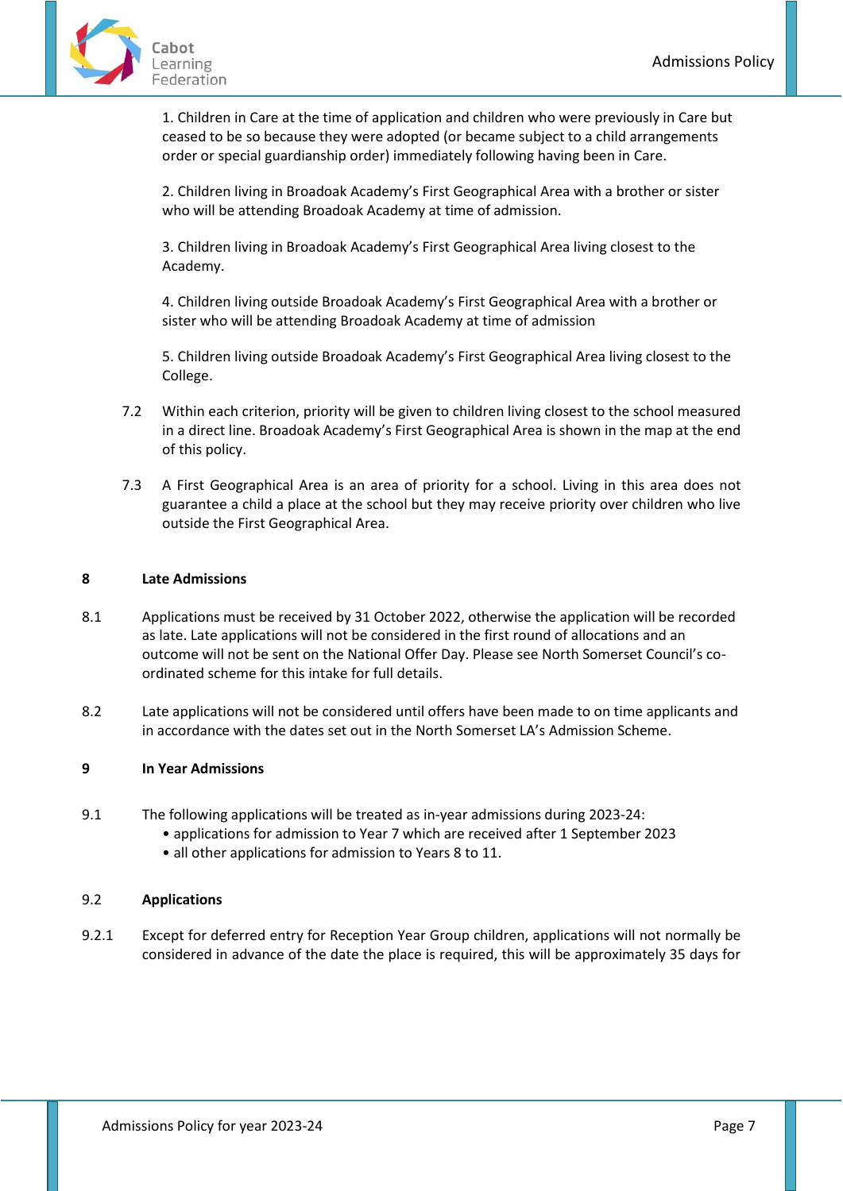1. Children in Care at the time of application and children who were previously in Care but ceased to be so because they were adopted (or became subject to a child arrangements order or special guardianship order) immediately following having been in Care.

2. Children living in Broadoak Academy's First Geographical Area with a brother or sister who will be attending Broadoak Academy at time of admission.

3. Children living in Broadoak Academy's First Geographical Area living closest to the Academy.

4. Children living outside Broadoak Academy's First Geographical Area with a brother or sister who will be attending Broadoak Academy at time of admission

5. Children living outside Broadoak Academy's First Geographical Area living closest to the College.

7.2 Within each criterion, priority will be given to children living closest to the school measured in a direct line. Broadoak Academy's First Geographical Area is shown in the map at the end of this policy.

7.3 A First Geographical Area is an area of priority for a school. Living in this area does not guarantee a child a place at the school but they may receive priority over children who live outside the First Geographical Area.

## 8 Late Admissions

8.1 Applications must be received by 31 October 2022, otherwise the application will be recorded as late. Late applications will not be considered in the first round of allocations and an outcome will not be sent on the National Offer Day. Please see North Somerset Council's co-ordinated scheme for this intake for full details.

8.2 Late applications will not be considered until offers have been made to on time applicants and in accordance with the dates set out in the North Somerset LA's Admission Scheme.

## 9 In Year Admissions

9.1 The following applications will be treated as in-year admissions during 2023-24:

- applications for admission to Year 7 which are received after 1 September 2023
- all other applications for admission to Years 8 to 11.

### 9.2 Applications

9.2.1 Except for deferred entry for Reception Year Group children, applications will not normally be considered in advance of the date the place is required, this will be approximately 35 days for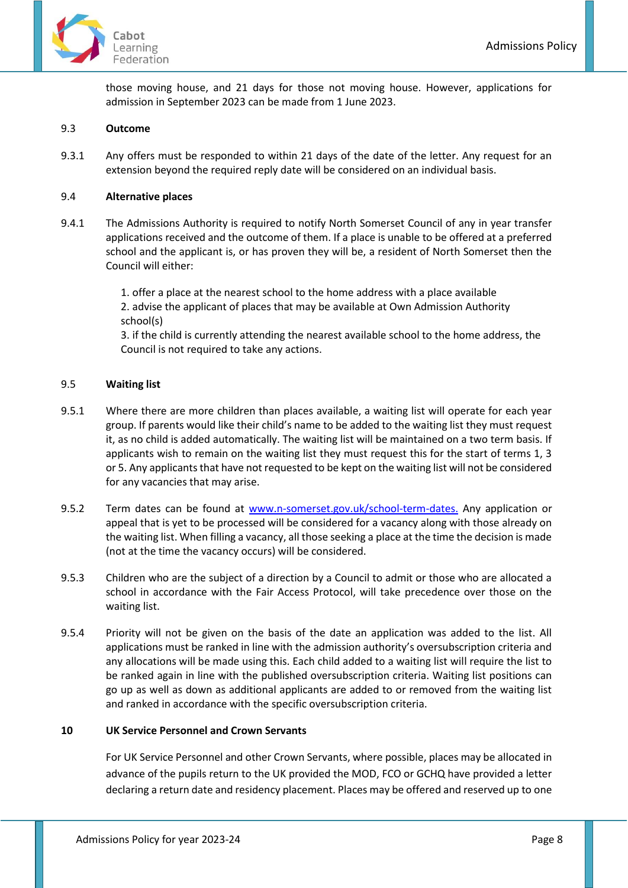those moving house, and 21 days for those not moving house. However, applications for admission in September 2023 can be made from 1 June 2023.

9.3 **Outcome**

9.3.1 Any offers must be responded to within 21 days of the date of the letter. Any request for an extension beyond the required reply date will be considered on an individual basis.

9.4 **Alternative places**

9.4.1 The Admissions Authority is required to notify North Somerset Council of any in year transfer applications received and the outcome of them. If a place is unable to be offered at a preferred school and the applicant is, or has proven they will be, a resident of North Somerset then the Council will either:

1. offer a place at the nearest school to the home address with a place available
2. advise the applicant of places that may be available at Own Admission Authority school(s)
3. if the child is currently attending the nearest available school to the home address, the Council is not required to take any actions.

9.5 **Waiting list**

9.5.1 Where there are more children than places available, a waiting list will operate for each year group. If parents would like their child's name to be added to the waiting list they must request it, as no child is added automatically. The waiting list will be maintained on a two term basis. If applicants wish to remain on the waiting list they must request this for the start of terms 1, 3 or 5. Any applicants that have not requested to be kept on the waiting list will not be considered for any vacancies that may arise.

9.5.2 Term dates can be found at [www.n-somerset.gov.uk/school-term-dates.](http://www.n-somerset.gov.uk/school-term-dates) Any application or appeal that is yet to be processed will be considered for a vacancy along with those already on the waiting list. When filling a vacancy, all those seeking a place at the time the decision is made (not at the time the vacancy occurs) will be considered.

9.5.3 Children who are the subject of a direction by a Council to admit or those who are allocated a school in accordance with the Fair Access Protocol, will take precedence over those on the waiting list.

9.5.4 Priority will not be given on the basis of the date an application was added to the list. All applications must be ranked in line with the admission authority's oversubscription criteria and any allocations will be made using this. Each child added to a waiting list will require the list to be ranked again in line with the published oversubscription criteria. Waiting list positions can go up as well as down as additional applicants are added to or removed from the waiting list and ranked in accordance with the specific oversubscription criteria.

## 10 UK Service Personnel and Crown Servants

For UK Service Personnel and other Crown Servants, where possible, places may be allocated in advance of the pupils return to the UK provided the MOD, FCO or GCHQ have provided a letter declaring a return date and residency placement. Places may be offered and reserved up to one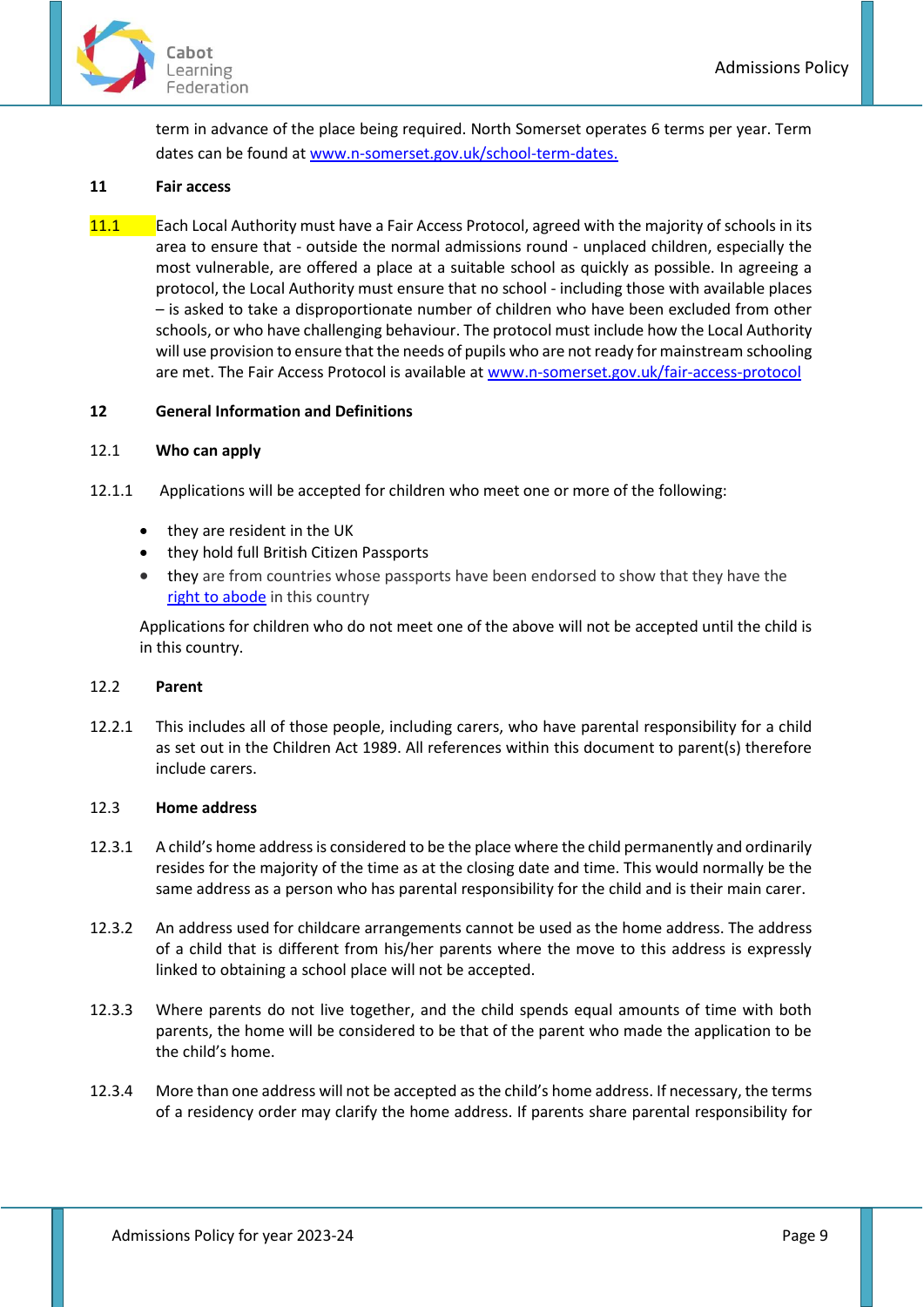term in advance of the place being required. North Somerset operates 6 terms per year. Term dates can be found at [www.n-somerset.gov.uk/school-term-dates.](www.n-somerset.gov.uk/school-term-dates)

## 11 Fair access

11.1 Each Local Authority must have a Fair Access Protocol, agreed with the majority of schools in its area to ensure that - outside the normal admissions round - unplaced children, especially the most vulnerable, are offered a place at a suitable school as quickly as possible. In agreeing a protocol, the Local Authority must ensure that no school - including those with available places – is asked to take a disproportionate number of children who have been excluded from other schools, or who have challenging behaviour. The protocol must include how the Local Authority will use provision to ensure that the needs of pupils who are not ready for mainstream schooling are met. The Fair Access Protocol is available at [www.n-somerset.gov.uk/fair-access-protocol](www.n-somerset.gov.uk/fair-access-protocol)

## 12 General Information and Definitions

### 12.1 Who can apply

12.1.1 Applications will be accepted for children who meet one or more of the following:

- they are resident in the UK
- they hold full British Citizen Passports
- they are from countries whose passports have been endorsed to show that they have the right to abode in this country

Applications for children who do not meet one of the above will not be accepted until the child is in this country.

### 12.2 Parent

12.2.1 This includes all of those people, including carers, who have parental responsibility for a child as set out in the Children Act 1989. All references within this document to parent(s) therefore include carers.

### 12.3 Home address

12.3.1 A child's home address is considered to be the place where the child permanently and ordinarily resides for the majority of the time as at the closing date and time. This would normally be the same address as a person who has parental responsibility for the child and is their main carer.

12.3.2 An address used for childcare arrangements cannot be used as the home address. The address of a child that is different from his/her parents where the move to this address is expressly linked to obtaining a school place will not be accepted.

12.3.3 Where parents do not live together, and the child spends equal amounts of time with both parents, the home will be considered to be that of the parent who made the application to be the child's home.

12.3.4 More than one address will not be accepted as the child's home address. If necessary, the terms of a residency order may clarify the home address. If parents share parental responsibility for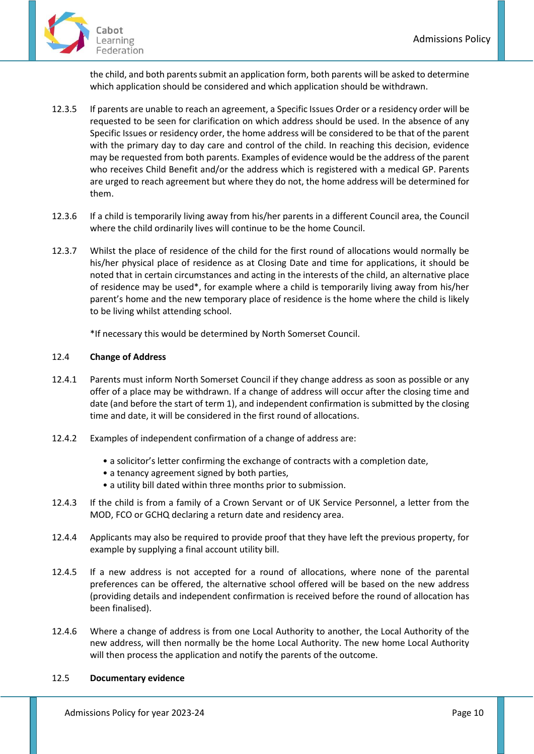the child, and both parents submit an application form, both parents will be asked to determine which application should be considered and which application should be withdrawn.

12.3.5 If parents are unable to reach an agreement, a Specific Issues Order or a residency order will be requested to be seen for clarification on which address should be used. In the absence of any Specific Issues or residency order, the home address will be considered to be that of the parent with the primary day to day care and control of the child. In reaching this decision, evidence may be requested from both parents. Examples of evidence would be the address of the parent who receives Child Benefit and/or the address which is registered with a medical GP. Parents are urged to reach agreement but where they do not, the home address will be determined for them.

12.3.6 If a child is temporarily living away from his/her parents in a different Council area, the Council where the child ordinarily lives will continue to be the home Council.

12.3.7 Whilst the place of residence of the child for the first round of allocations would normally be his/her physical place of residence as at Closing Date and time for applications, it should be noted that in certain circumstances and acting in the interests of the child, an alternative place of residence may be used*, for example where a child is temporarily living away from his/her parent's home and the new temporary place of residence is the home where the child is likely to be living whilst attending school.

*If necessary this would be determined by North Somerset Council.

## 12.4 Change of Address

12.4.1 Parents must inform North Somerset Council if they change address as soon as possible or any offer of a place may be withdrawn. If a change of address will occur after the closing time and date (and before the start of term 1), and independent confirmation is submitted by the closing time and date, it will be considered in the first round of allocations.

12.4.2 Examples of independent confirmation of a change of address are:

- a solicitor's letter confirming the exchange of contracts with a completion date,
- a tenancy agreement signed by both parties,
- a utility bill dated within three months prior to submission.

12.4.3 If the child is from a family of a Crown Servant or of UK Service Personnel, a letter from the MOD, FCO or GCHQ declaring a return date and residency area.

12.4.4 Applicants may also be required to provide proof that they have left the previous property, for example by supplying a final account utility bill.

12.4.5 If a new address is not accepted for a round of allocations, where none of the parental preferences can be offered, the alternative school offered will be based on the new address (providing details and independent confirmation is received before the round of allocation has been finalised).

12.4.6 Where a change of address is from one Local Authority to another, the Local Authority of the new address, will then normally be the home Local Authority. The new home Local Authority will then process the application and notify the parents of the outcome.

## 12.5 Documentary evidence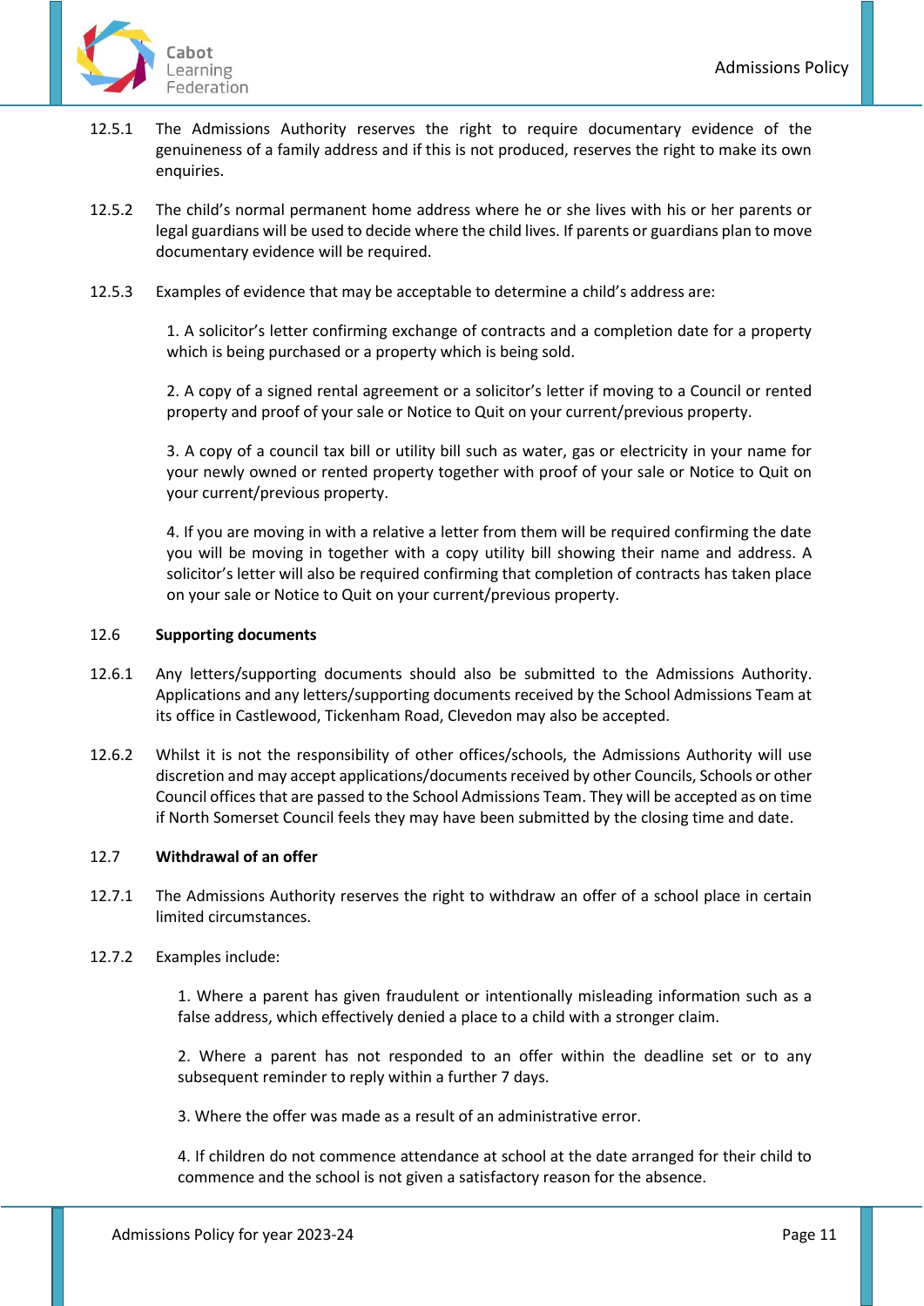12.5.1 The Admissions Authority reserves the right to require documentary evidence of the genuineness of a family address and if this is not produced, reserves the right to make its own enquiries.

12.5.2 The child's normal permanent home address where he or she lives with his or her parents or legal guardians will be used to decide where the child lives. If parents or guardians plan to move documentary evidence will be required.

12.5.3 Examples of evidence that may be acceptable to determine a child's address are:

1. A solicitor's letter confirming exchange of contracts and a completion date for a property which is being purchased or a property which is being sold.

2. A copy of a signed rental agreement or a solicitor's letter if moving to a Council or rented property and proof of your sale or Notice to Quit on your current/previous property.

3. A copy of a council tax bill or utility bill such as water, gas or electricity in your name for your newly owned or rented property together with proof of your sale or Notice to Quit on your current/previous property.

4. If you are moving in with a relative a letter from them will be required confirming the date you will be moving in together with a copy utility bill showing their name and address. A solicitor's letter will also be required confirming that completion of contracts has taken place on your sale or Notice to Quit on your current/previous property.

### 12.6 Supporting documents

12.6.1 Any letters/supporting documents should also be submitted to the Admissions Authority. Applications and any letters/supporting documents received by the School Admissions Team at its office in Castlewood, Tickenham Road, Clevedon may also be accepted.

12.6.2 Whilst it is not the responsibility of other offices/schools, the Admissions Authority will use discretion and may accept applications/documents received by other Councils, Schools or other Council offices that are passed to the School Admissions Team. They will be accepted as on time if North Somerset Council feels they may have been submitted by the closing time and date.

### 12.7 Withdrawal of an offer

12.7.1 The Admissions Authority reserves the right to withdraw an offer of a school place in certain limited circumstances.

12.7.2 Examples include:

1. Where a parent has given fraudulent or intentionally misleading information such as a false address, which effectively denied a place to a child with a stronger claim.

2. Where a parent has not responded to an offer within the deadline set or to any subsequent reminder to reply within a further 7 days.

3. Where the offer was made as a result of an administrative error.

4. If children do not commence attendance at school at the date arranged for their child to commence and the school is not given a satisfactory reason for the absence.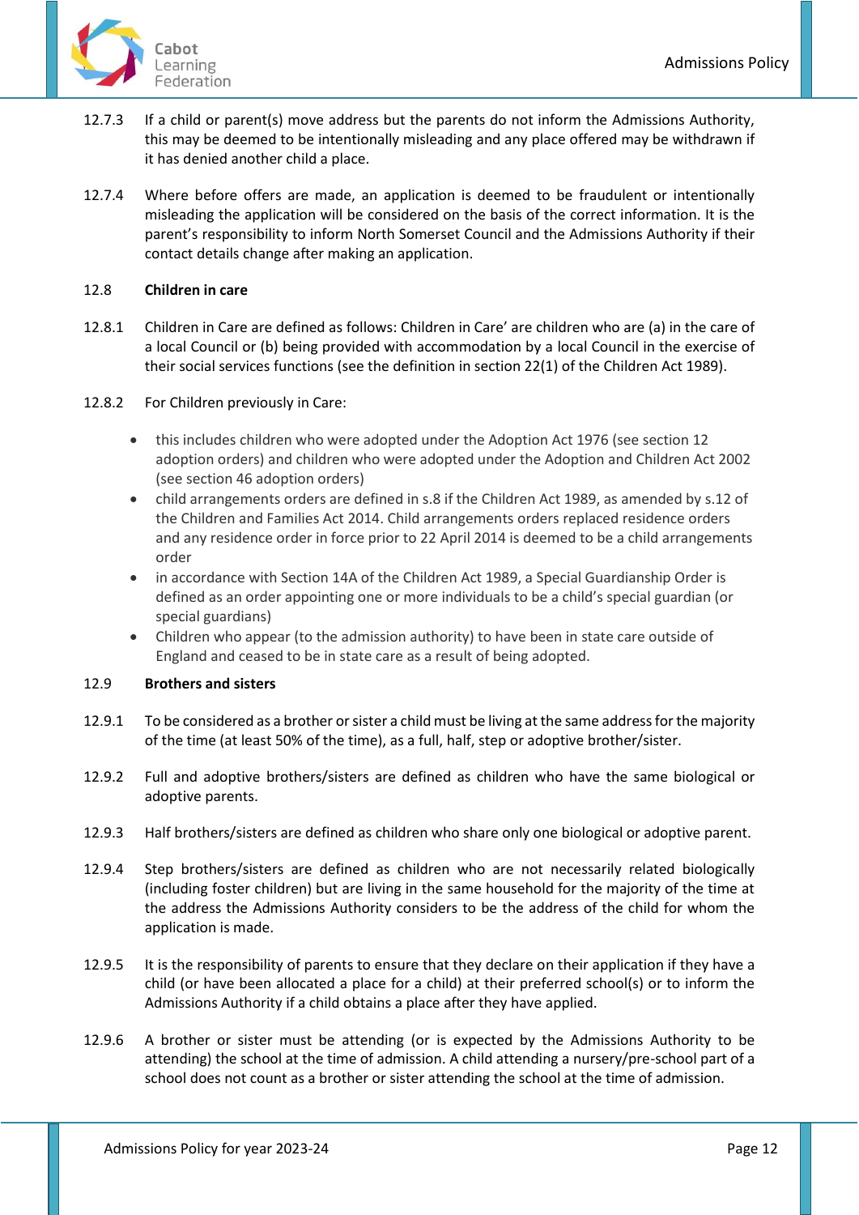12.7.3 If a child or parent(s) move address but the parents do not inform the Admissions Authority, this may be deemed to be intentionally misleading and any place offered may be withdrawn if it has denied another child a place.

12.7.4 Where before offers are made, an application is deemed to be fraudulent or intentionally misleading the application will be considered on the basis of the correct information. It is the parent's responsibility to inform North Somerset Council and the Admissions Authority if their contact details change after making an application.

### 12.8 Children in care

12.8.1 Children in Care are defined as follows: Children in Care' are children who are (a) in the care of a local Council or (b) being provided with accommodation by a local Council in the exercise of their social services functions (see the definition in section 22(1) of the Children Act 1989).

12.8.2 For Children previously in Care:

- this includes children who were adopted under the Adoption Act 1976 (see section 12 adoption orders) and children who were adopted under the Adoption and Children Act 2002 (see section 46 adoption orders)
- child arrangements orders are defined in s.8 if the Children Act 1989, as amended by s.12 of the Children and Families Act 2014. Child arrangements orders replaced residence orders and any residence order in force prior to 22 April 2014 is deemed to be a child arrangements order
- in accordance with Section 14A of the Children Act 1989, a Special Guardianship Order is defined as an order appointing one or more individuals to be a child's special guardian (or special guardians)
- Children who appear (to the admission authority) to have been in state care outside of England and ceased to be in state care as a result of being adopted.

### 12.9 Brothers and sisters

12.9.1 To be considered as a brother or sister a child must be living at the same address for the majority of the time (at least 50% of the time), as a full, half, step or adoptive brother/sister.

12.9.2 Full and adoptive brothers/sisters are defined as children who have the same biological or adoptive parents.

12.9.3 Half brothers/sisters are defined as children who share only one biological or adoptive parent.

12.9.4 Step brothers/sisters are defined as children who are not necessarily related biologically (including foster children) but are living in the same household for the majority of the time at the address the Admissions Authority considers to be the address of the child for whom the application is made.

12.9.5 It is the responsibility of parents to ensure that they declare on their application if they have a child (or have been allocated a place for a child) at their preferred school(s) or to inform the Admissions Authority if a child obtains a place after they have applied.

12.9.6 A brother or sister must be attending (or is expected by the Admissions Authority to be attending) the school at the time of admission. A child attending a nursery/pre-school part of a school does not count as a brother or sister attending the school at the time of admission.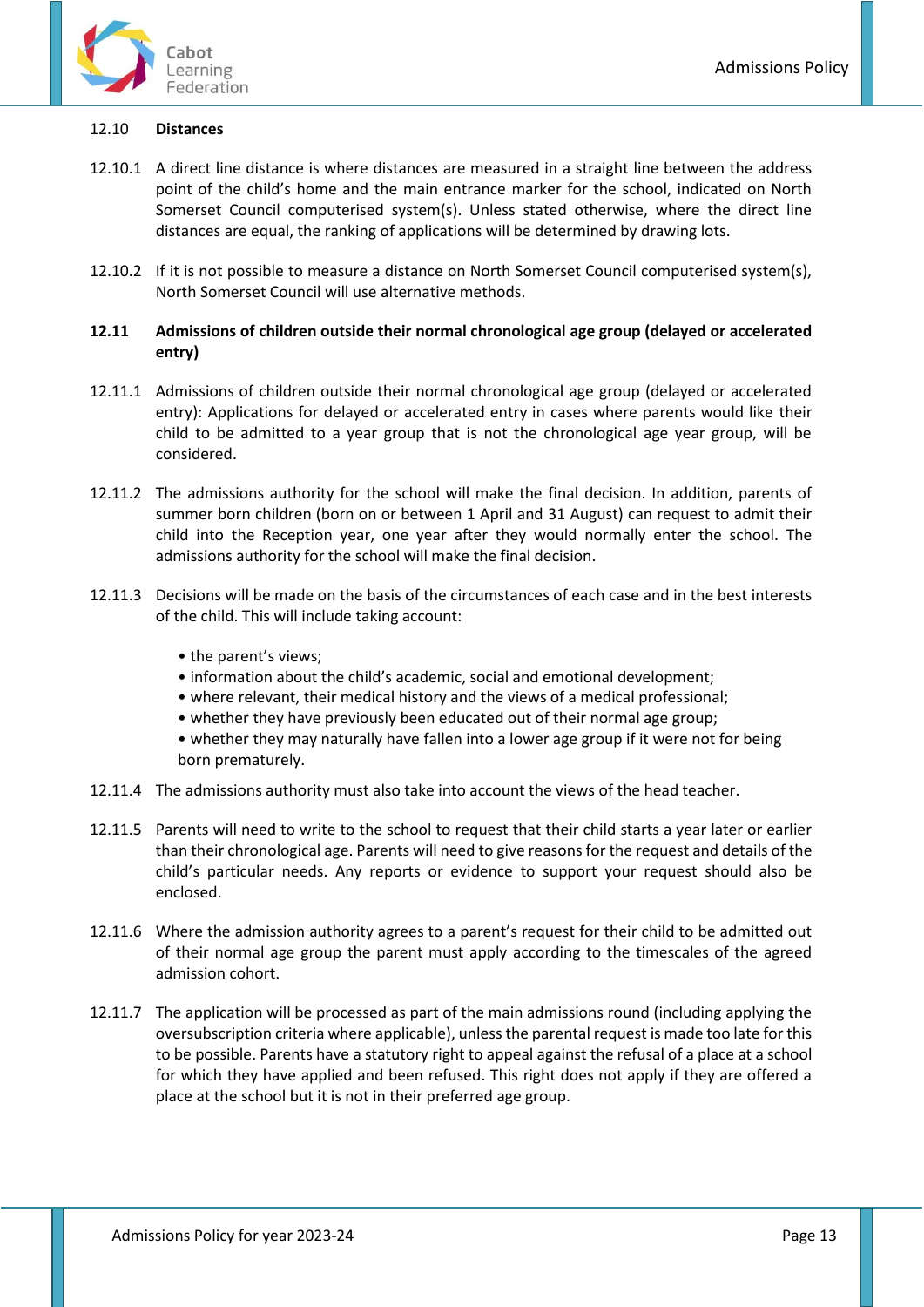12.10 **Distances**

12.10.1 A direct line distance is where distances are measured in a straight line between the address point of the child's home and the main entrance marker for the school, indicated on North Somerset Council computerised system(s). Unless stated otherwise, where the direct line distances are equal, the ranking of applications will be determined by drawing lots.

12.10.2 If it is not possible to measure a distance on North Somerset Council computerised system(s), North Somerset Council will use alternative methods.

**12.11 Admissions of children outside their normal chronological age group (delayed or accelerated entry)**

12.11.1 Admissions of children outside their normal chronological age group (delayed or accelerated entry): Applications for delayed or accelerated entry in cases where parents would like their child to be admitted to a year group that is not the chronological age year group, will be considered.

12.11.2 The admissions authority for the school will make the final decision. In addition, parents of summer born children (born on or between 1 April and 31 August) can request to admit their child into the Reception year, one year after they would normally enter the school. The admissions authority for the school will make the final decision.

12.11.3 Decisions will be made on the basis of the circumstances of each case and in the best interests of the child. This will include taking account:

- the parent's views;
- information about the child's academic, social and emotional development;
- where relevant, their medical history and the views of a medical professional;
- whether they have previously been educated out of their normal age group;
- whether they may naturally have fallen into a lower age group if it were not for being born prematurely.

12.11.4 The admissions authority must also take into account the views of the head teacher.

12.11.5 Parents will need to write to the school to request that their child starts a year later or earlier than their chronological age. Parents will need to give reasons for the request and details of the child's particular needs. Any reports or evidence to support your request should also be enclosed.

12.11.6 Where the admission authority agrees to a parent's request for their child to be admitted out of their normal age group the parent must apply according to the timescales of the agreed admission cohort.

12.11.7 The application will be processed as part of the main admissions round (including applying the oversubscription criteria where applicable), unless the parental request is made too late for this to be possible. Parents have a statutory right to appeal against the refusal of a place at a school for which they have applied and been refused. This right does not apply if they are offered a place at the school but it is not in their preferred age group.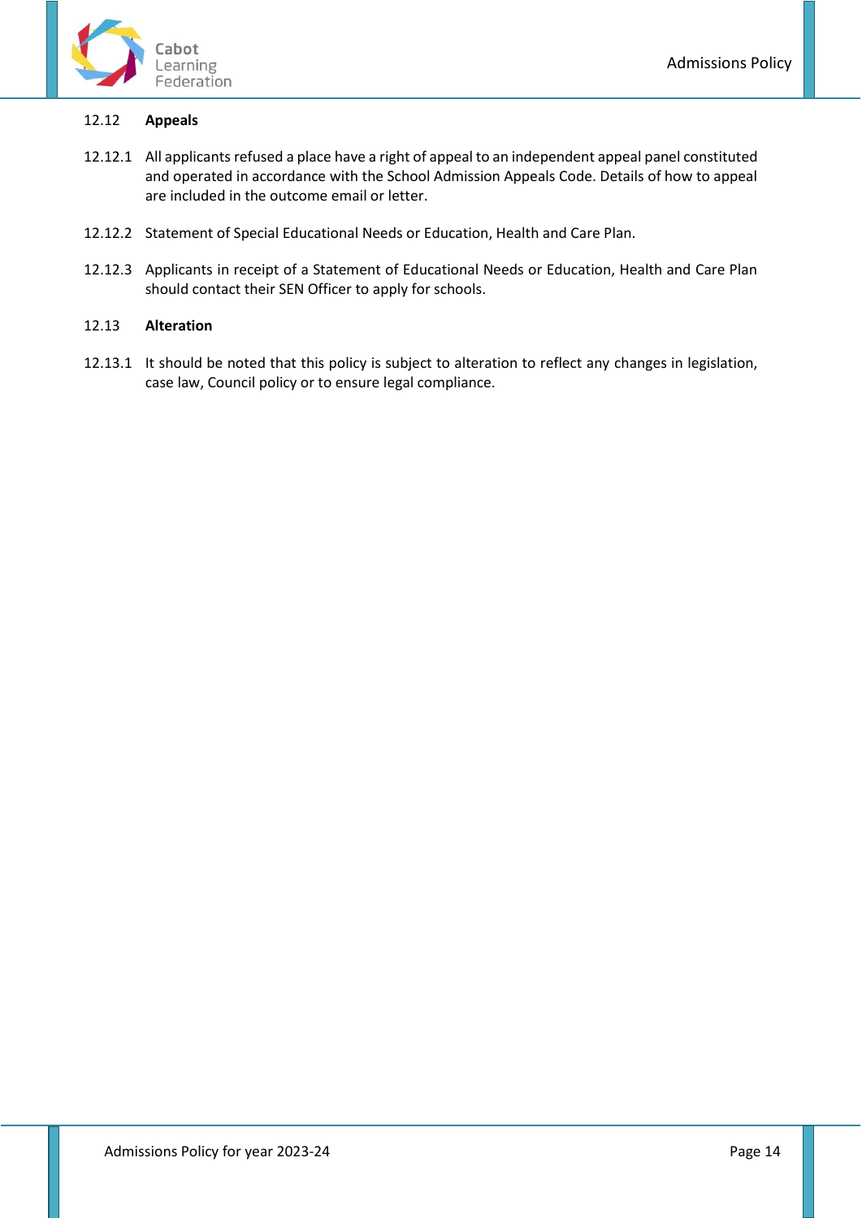12.12 **Appeals**

12.12.1 All applicants refused a place have a right of appeal to an independent appeal panel constituted and operated in accordance with the School Admission Appeals Code. Details of how to appeal are included in the outcome email or letter.

12.12.2 Statement of Special Educational Needs or Education, Health and Care Plan.

12.12.3 Applicants in receipt of a Statement of Educational Needs or Education, Health and Care Plan should contact their SEN Officer to apply for schools.

12.13 **Alteration**

12.13.1 It should be noted that this policy is subject to alteration to reflect any changes in legislation, case law, Council policy or to ensure legal compliance.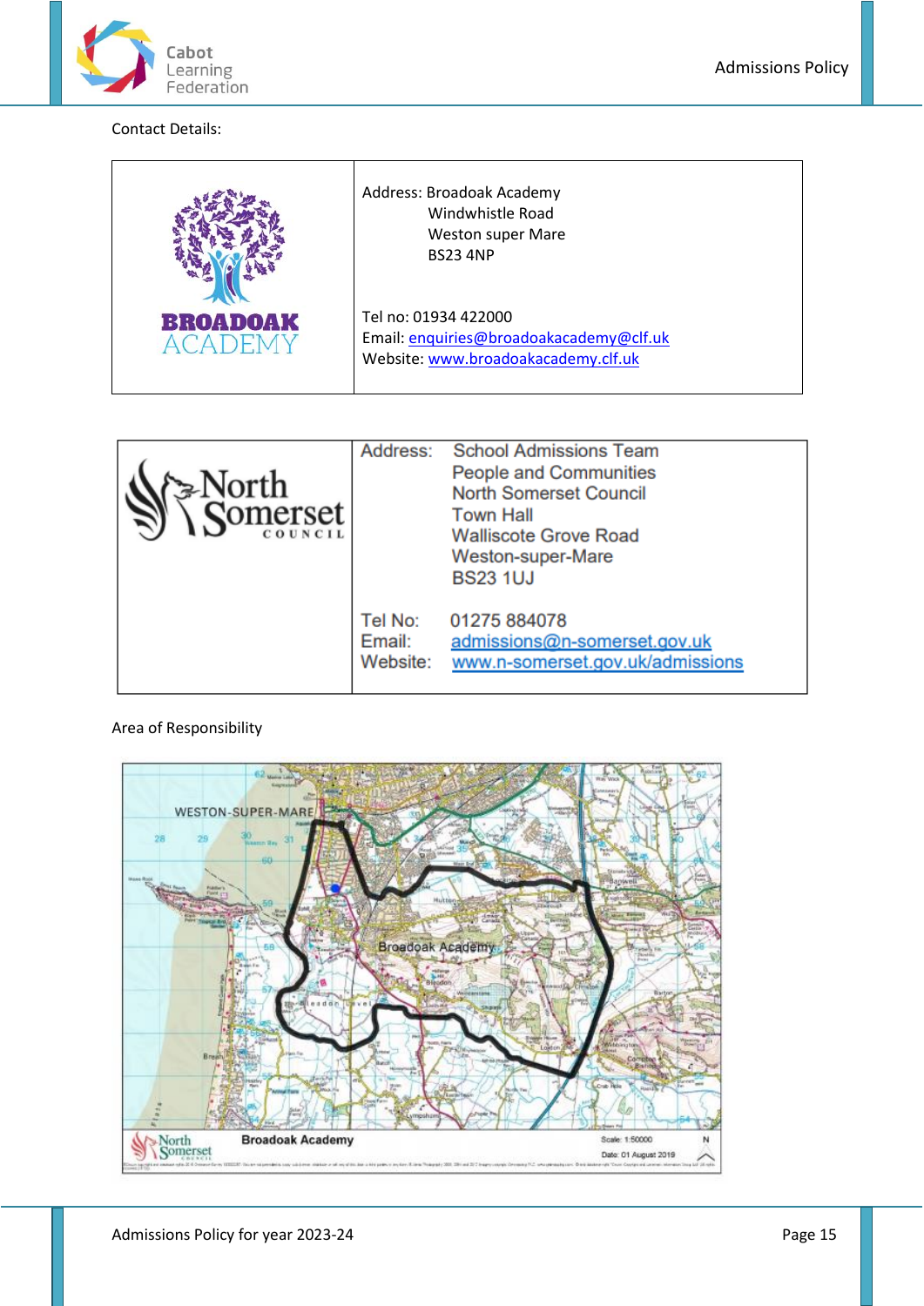Contact Details:

| | |
|---|---|
| BROADOAK ACADEMY | Address: Broadoak Academy<br>Windwhistle Road<br>Weston super Mare<br>BS23 4NP<br><br>Tel no: 01934 422000<br>Email: enquiries@broadoakacademy@clf.uk<br>Website: www.broadoakacademy.clf.uk |

| | |
|---|---|
| North Somerset COUNCIL | Address: School Admissions Team<br>People and Communities<br>North Somerset Council<br>Town Hall<br>Walliscote Grove Road<br>Weston-super-Mare<br>BS23 1UJ<br><br>Tel No: 01275 884078<br>Email: admissions@n-somerset.gov.uk<br>Website: www.n-somerset.gov.uk/admissions |

Area of Responsibility

WESTON-SUPER-MARE

Broadoak Academy

North Somerset

Broadoak Academy

Scale: 1:50000

Date: 01 August 2019